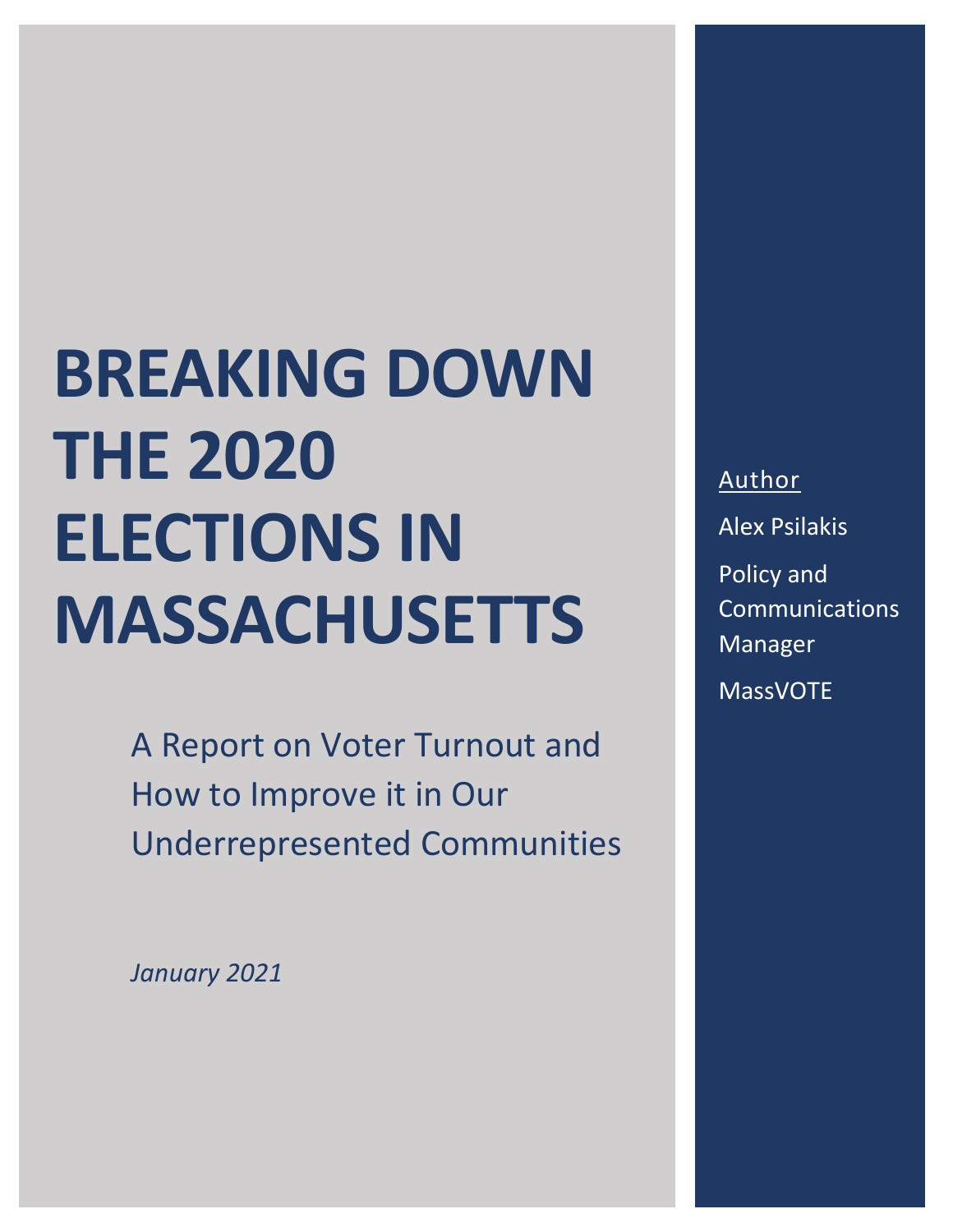# BREAKING DOWN THE 2020 ELECTIONS IN MASSACHUSETTS

A Report on Voter Turnout and How to Improve it in Our Underrepresented Communities

*January 2021*

Author

Alex Psilakis

Policy and Communications Manager

MassVOTE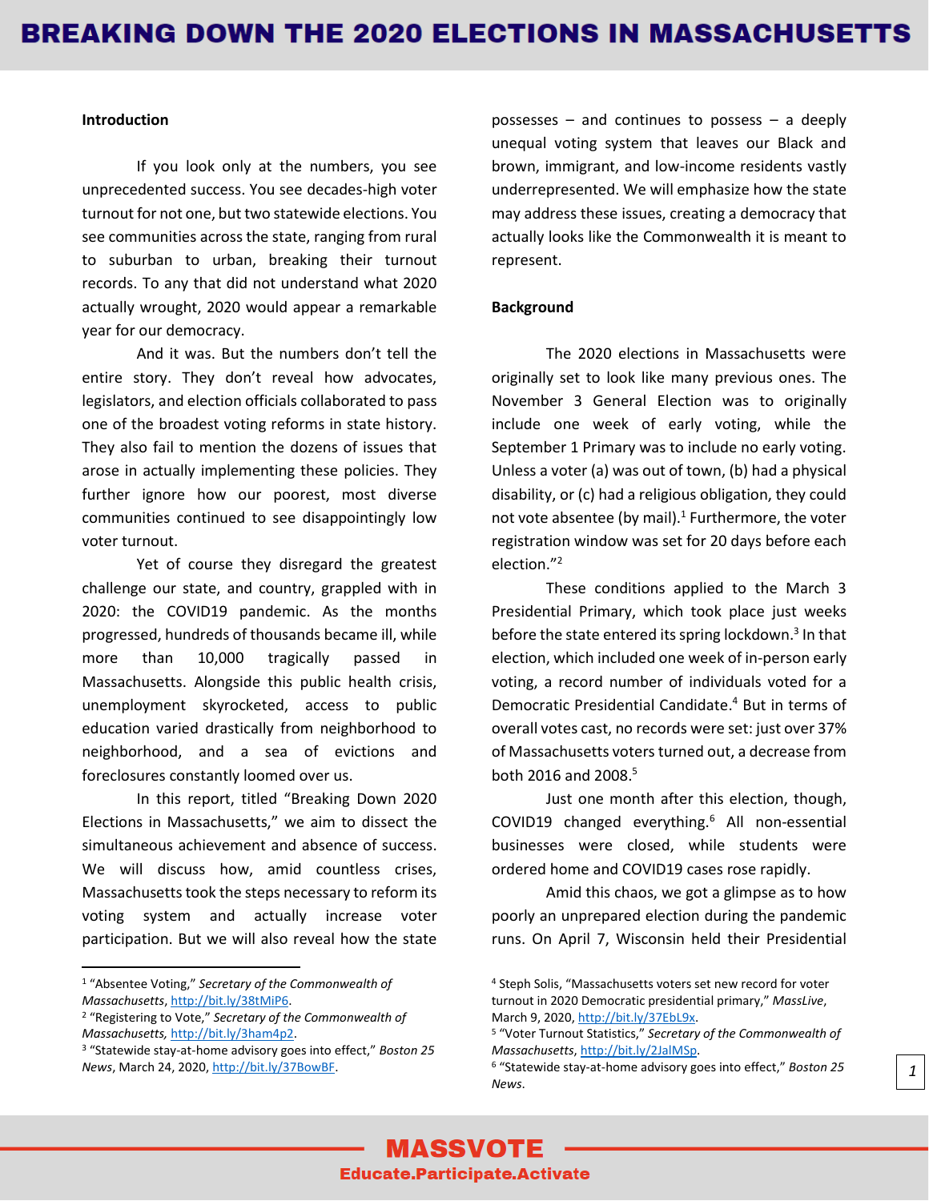### Introduction

If you look only at the numbers, you see unprecedented success. You see decades-high voter turnout for not one, but two statewide elections. You see communities across the state, ranging from rural to suburban to urban, breaking their turnout records. To any that did not understand what 2020 actually wrought, 2020 would appear a remarkable year for our democracy.

And it was. But the numbers don't tell the entire story. They don't reveal how advocates, legislators, and election officials collaborated to pass one of the broadest voting reforms in state history. They also fail to mention the dozens of issues that arose in actually implementing these policies. They further ignore how our poorest, most diverse communities continued to see disappointingly low voter turnout.

Yet of course they disregard the greatest challenge our state, and country, grappled with in 2020: the COVID19 pandemic. As the months progressed, hundreds of thousands became ill, while more than 10,000 tragically passed in Massachusetts. Alongside this public health crisis, unemployment skyrocketed, access to public education varied drastically from neighborhood to neighborhood, and a sea of evictions and foreclosures constantly loomed over us.

In this report, titled "Breaking Down 2020 Elections in Massachusetts," we aim to dissect the simultaneous achievement and absence of success. We will discuss how, amid countless crises, Massachusetts took the steps necessary to reform its voting system and actually increase voter participation. But we will also reveal how the state possesses – and continues to possess – a deeply unequal voting system that leaves our Black and brown, immigrant, and low-income residents vastly underrepresented. We will emphasize how the state may address these issues, creating a democracy that actually looks like the Commonwealth it is meant to represent.

### Background

The 2020 elections in Massachusetts were originally set to look like many previous ones. The November 3 General Election was to originally include one week of early voting, while the September 1 Primary was to include no early voting. Unless a voter (a) was out of town, (b) had a physical disability, or (c) had a religious obligation, they could not vote absentee (by mail).[1] Furthermore, the voter registration window was set for 20 days before each election."[2]

These conditions applied to the March 3 Presidential Primary, which took place just weeks before the state entered its spring lockdown.[3] In that election, which included one week of in-person early voting, a record number of individuals voted for a Democratic Presidential Candidate.[4] But in terms of overall votes cast, no records were set: just over 37% of Massachusetts voters turned out, a decrease from both 2016 and 2008.[5]

Just one month after this election, though, COVID19 changed everything.[6] All non-essential businesses were closed, while students were ordered home and COVID19 cases rose rapidly.

Amid this chaos, we got a glimpse as to how poorly an unprepared election during the pandemic runs. On April 7, Wisconsin held their Presidential

---

[1] "Absentee Voting," *Secretary of the Commonwealth of Massachusetts*, http://bit.ly/38tMiP6.

[2] "Registering to Vote," *Secretary of the Commonwealth of Massachusetts,* http://bit.ly/3ham4p2.

[3] "Statewide stay-at-home advisory goes into effect," *Boston 25 News*, March 24, 2020, http://bit.ly/37BowBF.

[4] Steph Solis, "Massachusetts voters set new record for voter turnout in 2020 Democratic presidential primary," *MassLive*, March 9, 2020, http://bit.ly/37EbL9x.

[5] "Voter Turnout Statistics," *Secretary of the Commonwealth of Massachusetts*, http://bit.ly/2JalMSp.

[6] "Statewide stay-at-home advisory goes into effect," *Boston 25 News*.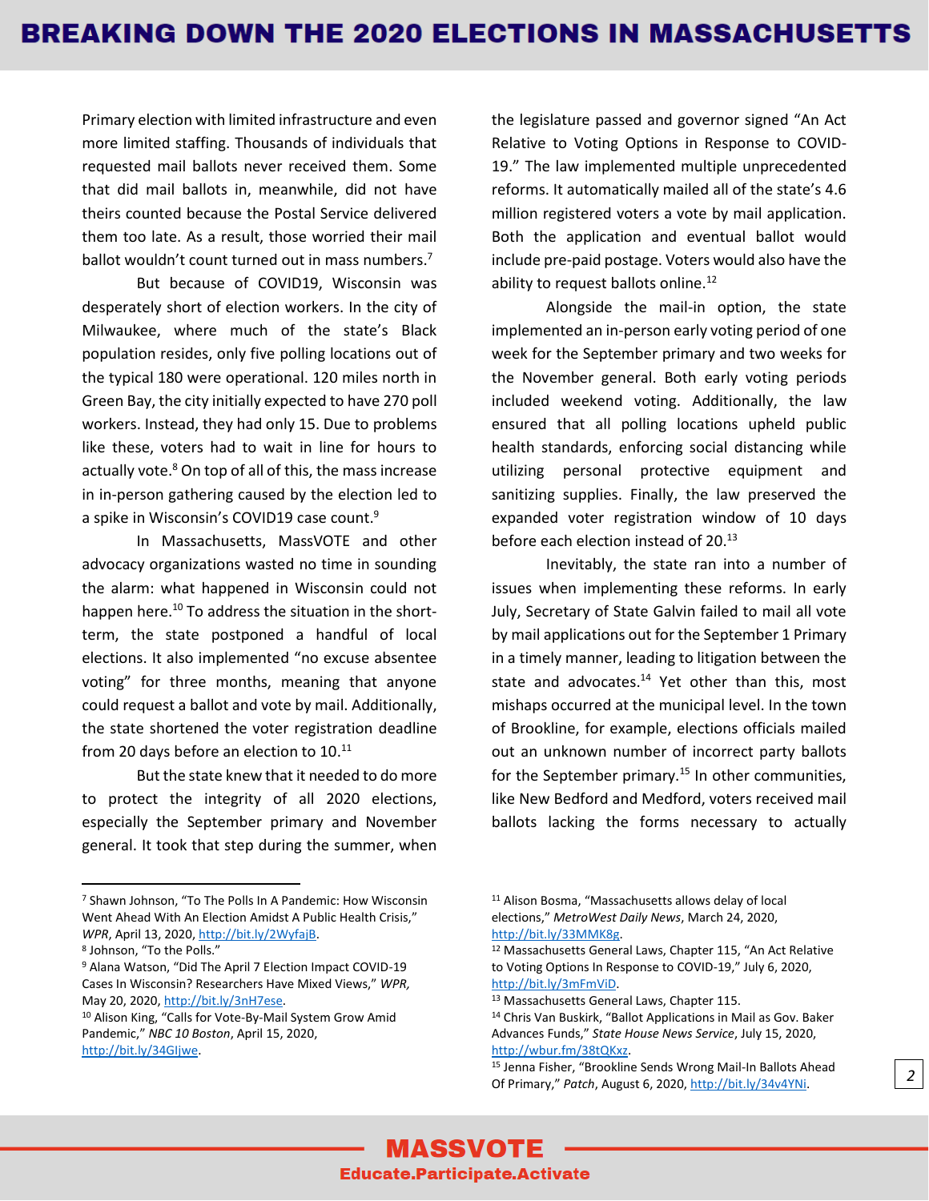Primary election with limited infrastructure and even more limited staffing. Thousands of individuals that requested mail ballots never received them. Some that did mail ballots in, meanwhile, did not have theirs counted because the Postal Service delivered them too late. As a result, those worried their mail ballot wouldn't count turned out in mass numbers.[7]

But because of COVID19, Wisconsin was desperately short of election workers. In the city of Milwaukee, where much of the state's Black population resides, only five polling locations out of the typical 180 were operational. 120 miles north in Green Bay, the city initially expected to have 270 poll workers. Instead, they had only 15. Due to problems like these, voters had to wait in line for hours to actually vote.[8] On top of all of this, the mass increase in in-person gathering caused by the election led to a spike in Wisconsin's COVID19 case count.[9]

In Massachusetts, MassVOTE and other advocacy organizations wasted no time in sounding the alarm: what happened in Wisconsin could not happen here.[10] To address the situation in the short-term, the state postponed a handful of local elections. It also implemented "no excuse absentee voting" for three months, meaning that anyone could request a ballot and vote by mail. Additionally, the state shortened the voter registration deadline from 20 days before an election to 10.[11]

But the state knew that it needed to do more to protect the integrity of all 2020 elections, especially the September primary and November general. It took that step during the summer, when the legislature passed and governor signed "An Act Relative to Voting Options in Response to COVID-19." The law implemented multiple unprecedented reforms. It automatically mailed all of the state's 4.6 million registered voters a vote by mail application. Both the application and eventual ballot would include pre-paid postage. Voters would also have the ability to request ballots online.[12]

Alongside the mail-in option, the state implemented an in-person early voting period of one week for the September primary and two weeks for the November general. Both early voting periods included weekend voting. Additionally, the law ensured that all polling locations upheld public health standards, enforcing social distancing while utilizing personal protective equipment and sanitizing supplies. Finally, the law preserved the expanded voter registration window of 10 days before each election instead of 20.[13]

Inevitably, the state ran into a number of issues when implementing these reforms. In early July, Secretary of State Galvin failed to mail all vote by mail applications out for the September 1 Primary in a timely manner, leading to litigation between the state and advocates.[14] Yet other than this, most mishaps occurred at the municipal level. In the town of Brookline, for example, elections officials mailed out an unknown number of incorrect party ballots for the September primary.[15] In other communities, like New Bedford and Medford, voters received mail ballots lacking the forms necessary to actually

---

[7] Shawn Johnson, "To The Polls In A Pandemic: How Wisconsin Went Ahead With An Election Amidst A Public Health Crisis," *WPR*, April 13, 2020, http://bit.ly/2WyfajB.

[8] Johnson, "To the Polls."

[9] Alana Watson, "Did The April 7 Election Impact COVID-19 Cases In Wisconsin? Researchers Have Mixed Views," *WPR*, May 20, 2020, http://bit.ly/3nH7ese.

[10] Alison King, "Calls for Vote-By-Mail System Grow Amid Pandemic," *NBC 10 Boston*, April 15, 2020, http://bit.ly/34GIjwe.

[11] Alison Bosma, "Massachusetts allows delay of local elections," *MetroWest Daily News*, March 24, 2020, http://bit.ly/33MMK8g.

[12] Massachusetts General Laws, Chapter 115, "An Act Relative to Voting Options In Response to COVID-19," July 6, 2020, http://bit.ly/3mFmViD.

[13] Massachusetts General Laws, Chapter 115.

[14] Chris Van Buskirk, "Ballot Applications in Mail as Gov. Baker Advances Funds," *State House News Service*, July 15, 2020, http://wbur.fm/38tQKxz.

[15] Jenna Fisher, "Brookline Sends Wrong Mail-In Ballots Ahead Of Primary," *Patch*, August 6, 2020, http://bit.ly/34v4YNi.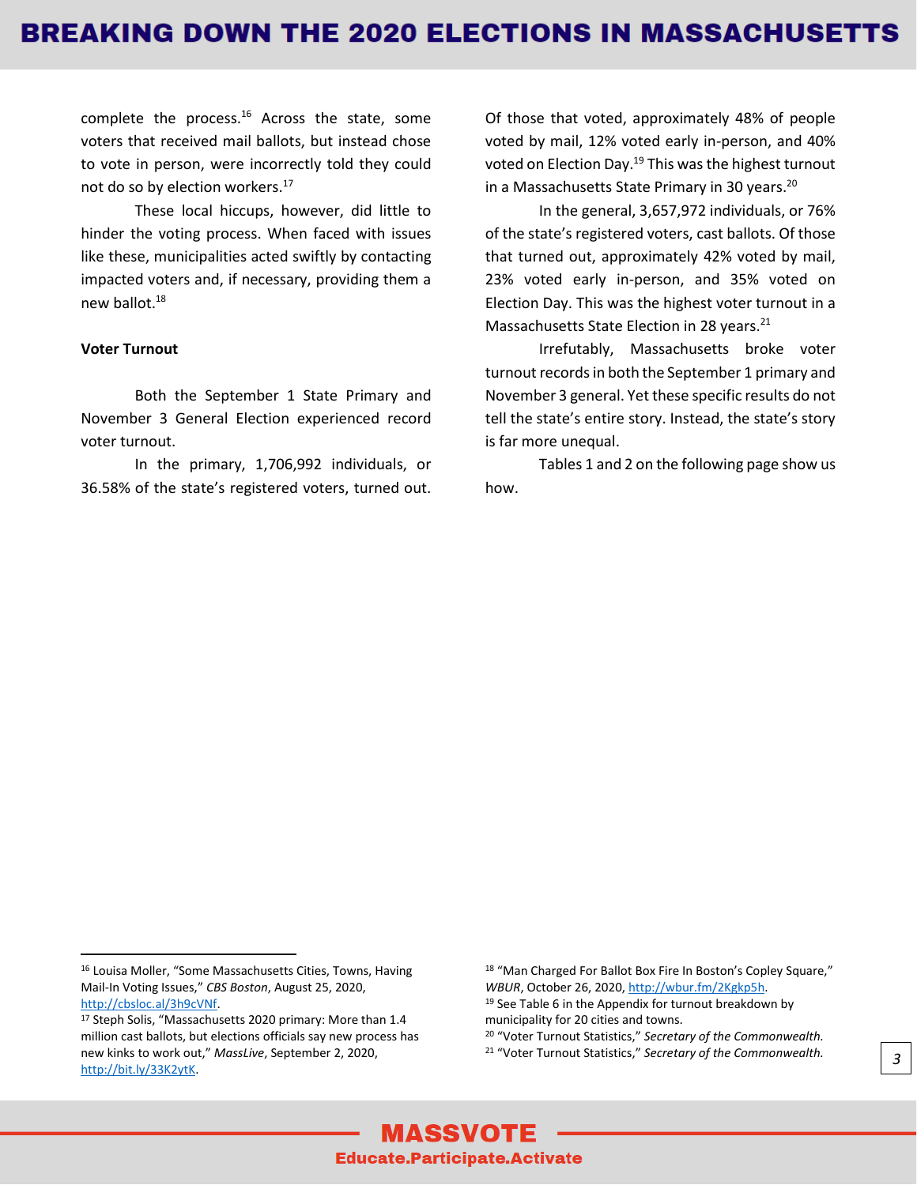complete the process.[16] Across the state, some voters that received mail ballots, but instead chose to vote in person, were incorrectly told they could not do so by election workers.[17]

These local hiccups, however, did little to hinder the voting process. When faced with issues like these, municipalities acted swiftly by contacting impacted voters and, if necessary, providing them a new ballot.[18]

**Voter Turnout**

Both the September 1 State Primary and November 3 General Election experienced record voter turnout.

In the primary, 1,706,992 individuals, or 36.58% of the state's registered voters, turned out. Of those that voted, approximately 48% of people voted by mail, 12% voted early in-person, and 40% voted on Election Day.[19] This was the highest turnout in a Massachusetts State Primary in 30 years.[20]

In the general, 3,657,972 individuals, or 76% of the state's registered voters, cast ballots. Of those that turned out, approximately 42% voted by mail, 23% voted early in-person, and 35% voted on Election Day. This was the highest voter turnout in a Massachusetts State Election in 28 years.[21]

Irrefutably, Massachusetts broke voter turnout records in both the September 1 primary and November 3 general. Yet these specific results do not tell the state's entire story. Instead, the state's story is far more unequal.

Tables 1 and 2 on the following page show us how.

---

[16] Louisa Moller, "Some Massachusetts Cities, Towns, Having Mail-In Voting Issues," *CBS Boston*, August 25, 2020, http://cbsloc.al/3h9cVNf.

[17] Steph Solis, "Massachusetts 2020 primary: More than 1.4 million cast ballots, but elections officials say new process has new kinks to work out," *MassLive*, September 2, 2020, http://bit.ly/33K2ytK.

[18] "Man Charged For Ballot Box Fire In Boston's Copley Square," *WBUR*, October 26, 2020, http://wbur.fm/2Kgkp5h.

[19] See Table 6 in the Appendix for turnout breakdown by municipality for 20 cities and towns.

[20] "Voter Turnout Statistics," *Secretary of the Commonwealth.*

[21] "Voter Turnout Statistics," *Secretary of the Commonwealth.*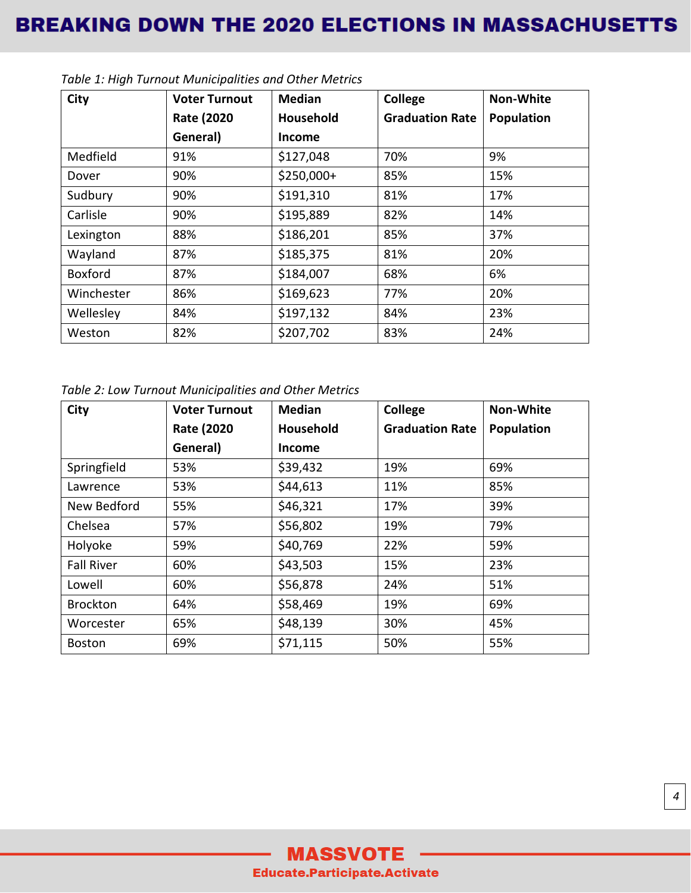*Table 1: High Turnout Municipalities and Other Metrics*

| City | Voter Turnout Rate (2020 General) | Median Household Income | College Graduation Rate | Non-White Population |
|---|---|---|---|---|
| Medfield | 91% | $127,048 | 70% | 9% |
| Dover | 90% | $250,000+ | 85% | 15% |
| Sudbury | 90% | $191,310 | 81% | 17% |
| Carlisle | 90% | $195,889 | 82% | 14% |
| Lexington | 88% | $186,201 | 85% | 37% |
| Wayland | 87% | $185,375 | 81% | 20% |
| Boxford | 87% | $184,007 | 68% | 6% |
| Winchester | 86% | $169,623 | 77% | 20% |
| Wellesley | 84% | $197,132 | 84% | 23% |
| Weston | 82% | $207,702 | 83% | 24% |

*Table 2: Low Turnout Municipalities and Other Metrics*

| City | Voter Turnout Rate (2020 General) | Median Household Income | College Graduation Rate | Non-White Population |
|---|---|---|---|---|
| Springfield | 53% | $39,432 | 19% | 69% |
| Lawrence | 53% | $44,613 | 11% | 85% |
| New Bedford | 55% | $46,321 | 17% | 39% |
| Chelsea | 57% | $56,802 | 19% | 79% |
| Holyoke | 59% | $40,769 | 22% | 59% |
| Fall River | 60% | $43,503 | 15% | 23% |
| Lowell | 60% | $56,878 | 24% | 51% |
| Brockton | 64% | $58,469 | 19% | 69% |
| Worcester | 65% | $48,139 | 30% | 45% |
| Boston | 69% | $71,115 | 50% | 55% |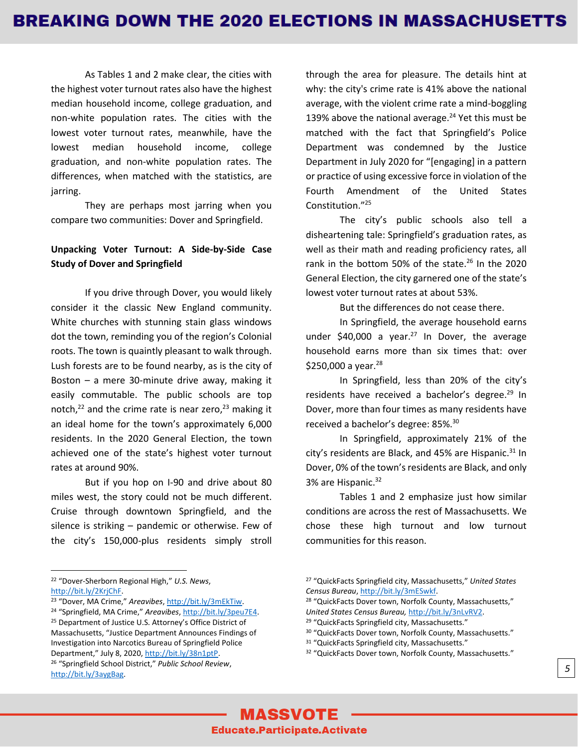As Tables 1 and 2 make clear, the cities with the highest voter turnout rates also have the highest median household income, college graduation, and non-white population rates. The cities with the lowest voter turnout rates, meanwhile, have the lowest median household income, college graduation, and non-white population rates. The differences, when matched with the statistics, are jarring.

They are perhaps most jarring when you compare two communities: Dover and Springfield.

**Unpacking Voter Turnout: A Side-by-Side Case Study of Dover and Springfield**

If you drive through Dover, you would likely consider it the classic New England community. White churches with stunning stain glass windows dot the town, reminding you of the region's Colonial roots. The town is quaintly pleasant to walk through. Lush forests are to be found nearby, as is the city of Boston – a mere 30-minute drive away, making it easily commutable. The public schools are top notch,[22] and the crime rate is near zero,[23] making it an ideal home for the town's approximately 6,000 residents. In the 2020 General Election, the town achieved one of the state's highest voter turnout rates at around 90%.

But if you hop on I-90 and drive about 80 miles west, the story could not be much different. Cruise through downtown Springfield, and the silence is striking – pandemic or otherwise. Few of the city's 150,000-plus residents simply stroll through the area for pleasure. The details hint at why: the city's crime rate is 41% above the national average, with the violent crime rate a mind-boggling 139% above the national average.[24] Yet this must be matched with the fact that Springfield's Police Department was condemned by the Justice Department in July 2020 for "[engaging] in a pattern or practice of using excessive force in violation of the Fourth Amendment of the United States Constitution."[25]

The city's public schools also tell a disheartening tale: Springfield's graduation rates, as well as their math and reading proficiency rates, all rank in the bottom 50% of the state.[26] In the 2020 General Election, the city garnered one of the state's lowest voter turnout rates at about 53%.

But the differences do not cease there.

In Springfield, the average household earns under $40,000 a year.[27] In Dover, the average household earns more than six times that: over $250,000 a year.[28]

In Springfield, less than 20% of the city's residents have received a bachelor's degree.[29] In Dover, more than four times as many residents have received a bachelor's degree: 85%.[30]

In Springfield, approximately 21% of the city's residents are Black, and 45% are Hispanic.[31] In Dover, 0% of the town's residents are Black, and only 3% are Hispanic.[32]

Tables 1 and 2 emphasize just how similar conditions are across the rest of Massachusetts. We chose these high turnout and low turnout communities for this reason.

---

[22] "Dover-Sherborn Regional High," *U.S. News*, http://bit.ly/2KrjChF.

[23] "Dover, MA Crime," *Areavibes*, http://bit.ly/3mEkTiw.

[24] "Springfield, MA Crime," *Areavibes*, http://bit.ly/3peu7E4.

[25] Department of Justice U.S. Attorney's Office District of Massachusetts, "Justice Department Announces Findings of Investigation into Narcotics Bureau of Springfield Police Department," July 8, 2020, http://bit.ly/38n1ptP.

[26] "Springfield School District," *Public School Review*, http://bit.ly/3aygBag.

[27] "QuickFacts Springfield city, Massachusetts," *United States Census Bureau*, http://bit.ly/3mESwkf.

[28] "QuickFacts Dover town, Norfolk County, Massachusetts," *United States Census Bureau*, http://bit.ly/3nLvRV2.

[29] "QuickFacts Springfield city, Massachusetts."

[30] "QuickFacts Dover town, Norfolk County, Massachusetts."

[31] "QuickFacts Springfield city, Massachusetts."

[32] "QuickFacts Dover town, Norfolk County, Massachusetts."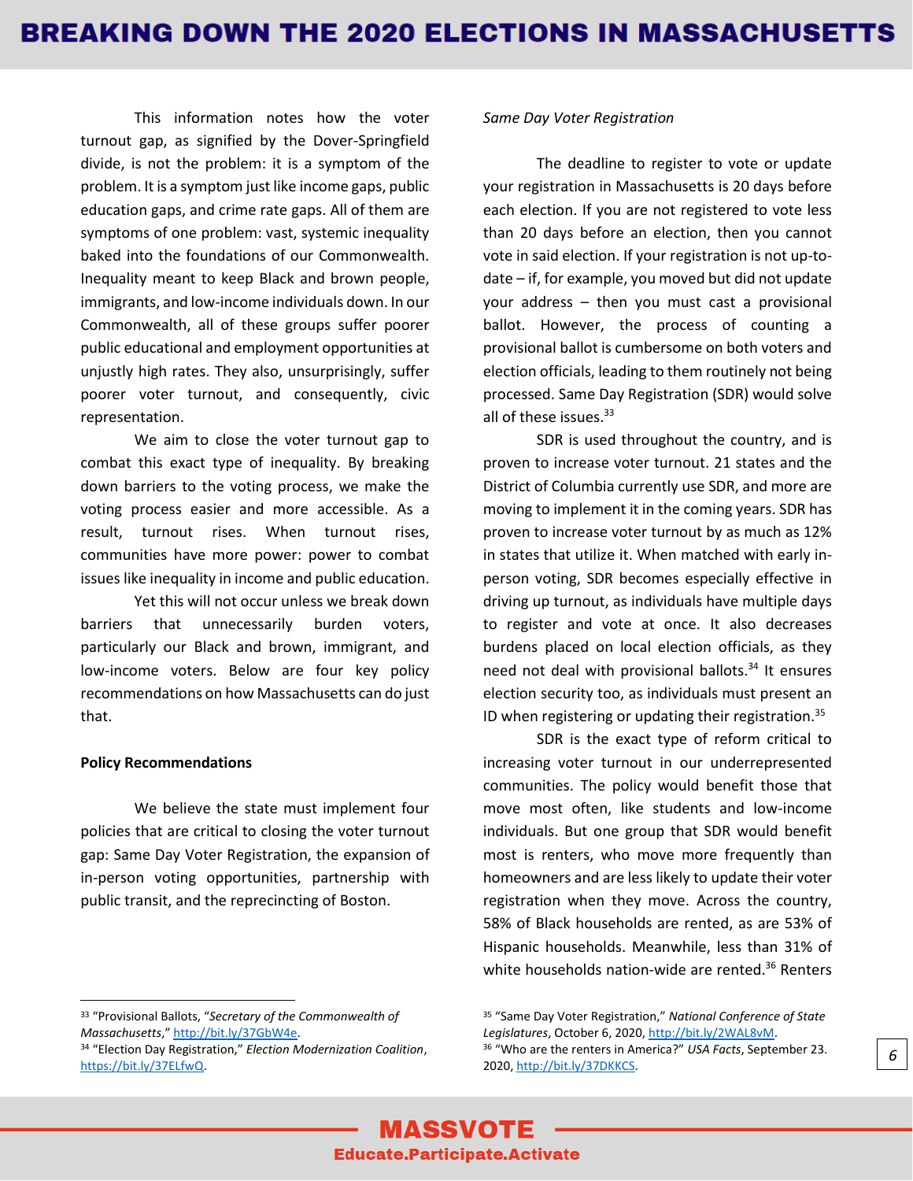This information notes how the voter turnout gap, as signified by the Dover-Springfield divide, is not the problem: it is a symptom of the problem. It is a symptom just like income gaps, public education gaps, and crime rate gaps. All of them are symptoms of one problem: vast, systemic inequality baked into the foundations of our Commonwealth. Inequality meant to keep Black and brown people, immigrants, and low-income individuals down. In our Commonwealth, all of these groups suffer poorer public educational and employment opportunities at unjustly high rates. They also, unsurprisingly, suffer poorer voter turnout, and consequently, civic representation.

We aim to close the voter turnout gap to combat this exact type of inequality. By breaking down barriers to the voting process, we make the voting process easier and more accessible. As a result, turnout rises. When turnout rises, communities have more power: power to combat issues like inequality in income and public education.

Yet this will not occur unless we break down barriers that unnecessarily burden voters, particularly our Black and brown, immigrant, and low-income voters. Below are four key policy recommendations on how Massachusetts can do just that.

**Policy Recommendations**

We believe the state must implement four policies that are critical to closing the voter turnout gap: Same Day Voter Registration, the expansion of in-person voting opportunities, partnership with public transit, and the reprecincting of Boston.

*Same Day Voter Registration*

The deadline to register to vote or update your registration in Massachusetts is 20 days before each election. If you are not registered to vote less than 20 days before an election, then you cannot vote in said election. If your registration is not up-to-date – if, for example, you moved but did not update your address – then you must cast a provisional ballot. However, the process of counting a provisional ballot is cumbersome on both voters and election officials, leading to them routinely not being processed. Same Day Registration (SDR) would solve all of these issues.[33]

SDR is used throughout the country, and is proven to increase voter turnout. 21 states and the District of Columbia currently use SDR, and more are moving to implement it in the coming years. SDR has proven to increase voter turnout by as much as 12% in states that utilize it. When matched with early in-person voting, SDR becomes especially effective in driving up turnout, as individuals have multiple days to register and vote at once. It also decreases burdens placed on local election officials, as they need not deal with provisional ballots.[34] It ensures election security too, as individuals must present an ID when registering or updating their registration.[35]

SDR is the exact type of reform critical to increasing voter turnout in our underrepresented communities. The policy would benefit those that move most often, like students and low-income individuals. But one group that SDR would benefit most is renters, who move more frequently than homeowners and are less likely to update their voter registration when they move. Across the country, 58% of Black households are rented, as are 53% of Hispanic households. Meanwhile, less than 31% of white households nation-wide are rented.[36] Renters

---

[33] "Provisional Ballots, "*Secretary of the Commonwealth of Massachusetts*," http://bit.ly/37GbW4e.

[34] "Election Day Registration," *Election Modernization Coalition*, https://bit.ly/37ELfwQ.

[35] "Same Day Voter Registration," *National Conference of State Legislatures*, October 6, 2020, http://bit.ly/2WAL8vM.

[36] "Who are the renters in America?" *USA Facts*, September 23. 2020, http://bit.ly/37DKKCS.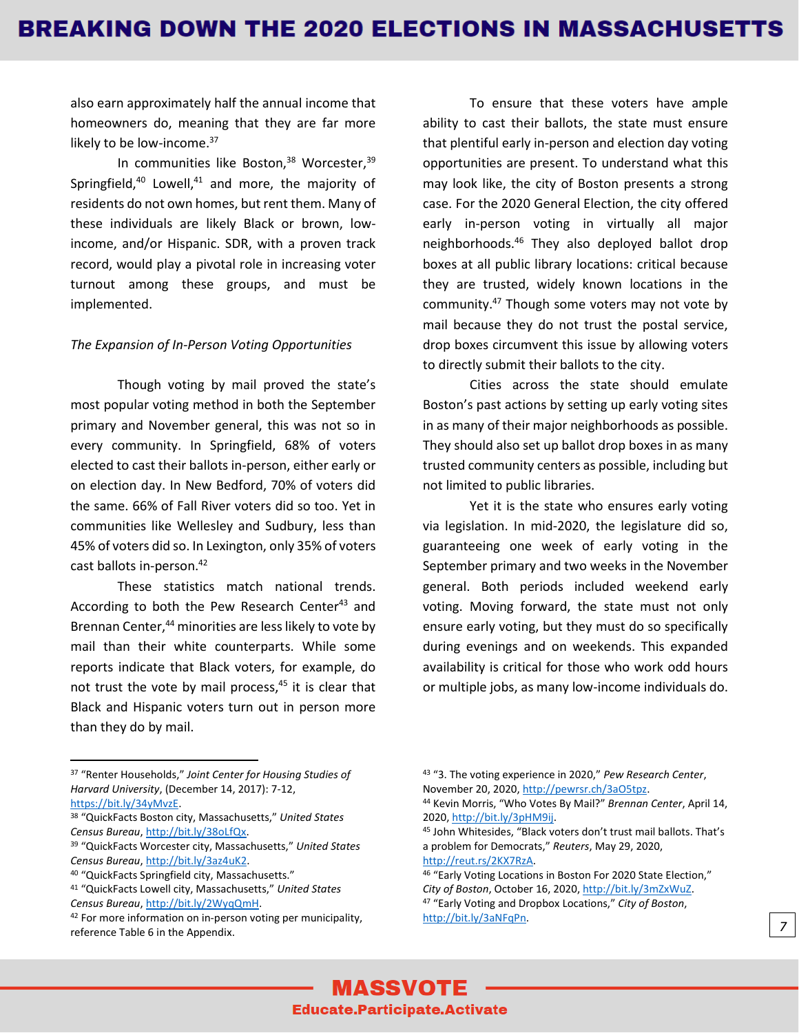also earn approximately half the annual income that homeowners do, meaning that they are far more likely to be low-income.[37]

In communities like Boston,[38] Worcester,[39] Springfield,[40] Lowell,[41] and more, the majority of residents do not own homes, but rent them. Many of these individuals are likely Black or brown, low-income, and/or Hispanic. SDR, with a proven track record, would play a pivotal role in increasing voter turnout among these groups, and must be implemented.

*The Expansion of In-Person Voting Opportunities*

Though voting by mail proved the state's most popular voting method in both the September primary and November general, this was not so in every community. In Springfield, 68% of voters elected to cast their ballots in-person, either early or on election day. In New Bedford, 70% of voters did the same. 66% of Fall River voters did so too. Yet in communities like Wellesley and Sudbury, less than 45% of voters did so. In Lexington, only 35% of voters cast ballots in-person.[42]

These statistics match national trends. According to both the Pew Research Center[43] and Brennan Center,[44] minorities are less likely to vote by mail than their white counterparts. While some reports indicate that Black voters, for example, do not trust the vote by mail process,[45] it is clear that Black and Hispanic voters turn out in person more than they do by mail.

To ensure that these voters have ample ability to cast their ballots, the state must ensure that plentiful early in-person and election day voting opportunities are present. To understand what this may look like, the city of Boston presents a strong case. For the 2020 General Election, the city offered early in-person voting in virtually all major neighborhoods.[46] They also deployed ballot drop boxes at all public library locations: critical because they are trusted, widely known locations in the community.[47] Though some voters may not vote by mail because they do not trust the postal service, drop boxes circumvent this issue by allowing voters to directly submit their ballots to the city.

Cities across the state should emulate Boston's past actions by setting up early voting sites in as many of their major neighborhoods as possible. They should also set up ballot drop boxes in as many trusted community centers as possible, including but not limited to public libraries.

Yet it is the state who ensures early voting via legislation. In mid-2020, the legislature did so, guaranteeing one week of early voting in the September primary and two weeks in the November general. Both periods included weekend early voting. Moving forward, the state must not only ensure early voting, but they must do so specifically during evenings and on weekends. This expanded availability is critical for those who work odd hours or multiple jobs, as many low-income individuals do.

---

[37] "Renter Households," *Joint Center for Housing Studies of Harvard University*, (December 14, 2017): 7-12, https://bit.ly/34yMvzE.

[38] "QuickFacts Boston city, Massachusetts," *United States Census Bureau*, http://bit.ly/38oLfQx.

[39] "QuickFacts Worcester city, Massachusetts," *United States Census Bureau*, http://bit.ly/3az4uK2.

[40] "QuickFacts Springfield city, Massachusetts."

[41] "QuickFacts Lowell city, Massachusetts," *United States Census Bureau*, http://bit.ly/2WyqQmH.

[42] For more information on in-person voting per municipality, reference Table 6 in the Appendix.

[43] "3. The voting experience in 2020," *Pew Research Center*, November 20, 2020, http://pewrsr.ch/3aO5tpz.

[44] Kevin Morris, "Who Votes By Mail?" *Brennan Center*, April 14, 2020, http://bit.ly/3pHM9ij.

[45] John Whitesides, "Black voters don't trust mail ballots. That's a problem for Democrats," *Reuters*, May 29, 2020, http://reut.rs/2KX7RzA.

[46] "Early Voting Locations in Boston For 2020 State Election," *City of Boston*, October 16, 2020, http://bit.ly/3mZxWuZ.

[47] "Early Voting and Dropbox Locations," *City of Boston*, http://bit.ly/3aNFqPn.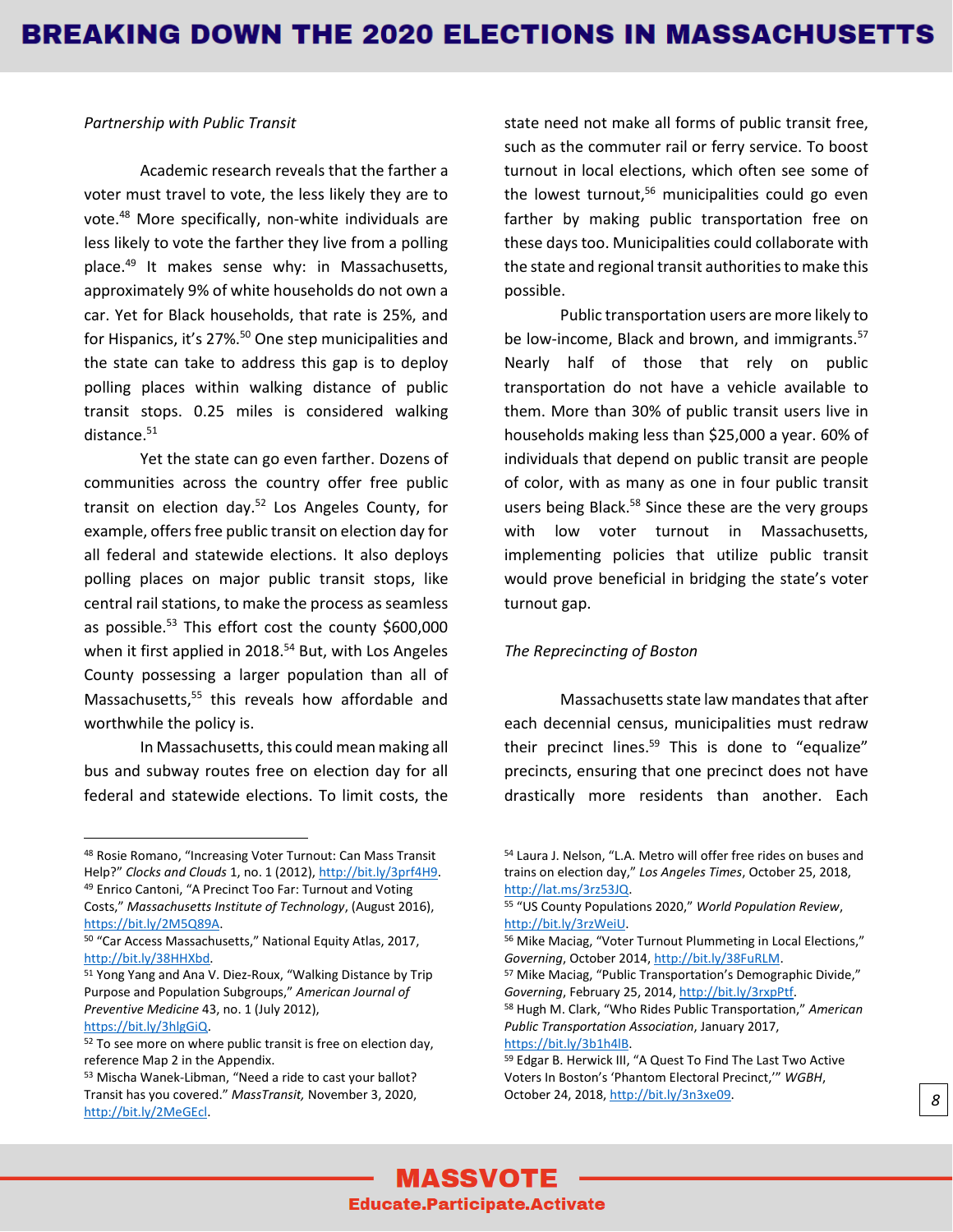*Partnership with Public Transit*

Academic research reveals that the farther a voter must travel to vote, the less likely they are to vote.[48] More specifically, non-white individuals are less likely to vote the farther they live from a polling place.[49] It makes sense why: in Massachusetts, approximately 9% of white households do not own a car. Yet for Black households, that rate is 25%, and for Hispanics, it's 27%.[50] One step municipalities and the state can take to address this gap is to deploy polling places within walking distance of public transit stops. 0.25 miles is considered walking distance.[51]

Yet the state can go even farther. Dozens of communities across the country offer free public transit on election day.[52] Los Angeles County, for example, offers free public transit on election day for all federal and statewide elections. It also deploys polling places on major public transit stops, like central rail stations, to make the process as seamless as possible.[53] This effort cost the county $600,000 when it first applied in 2018.[54] But, with Los Angeles County possessing a larger population than all of Massachusetts,[55] this reveals how affordable and worthwhile the policy is.

In Massachusetts, this could mean making all bus and subway routes free on election day for all federal and statewide elections. To limit costs, the state need not make all forms of public transit free, such as the commuter rail or ferry service. To boost turnout in local elections, which often see some of the lowest turnout,[56] municipalities could go even farther by making public transportation free on these days too. Municipalities could collaborate with the state and regional transit authorities to make this possible.

Public transportation users are more likely to be low-income, Black and brown, and immigrants.[57] Nearly half of those that rely on public transportation do not have a vehicle available to them. More than 30% of public transit users live in households making less than $25,000 a year. 60% of individuals that depend on public transit are people of color, with as many as one in four public transit users being Black.[58] Since these are the very groups with low voter turnout in Massachusetts, implementing policies that utilize public transit would prove beneficial in bridging the state's voter turnout gap.

*The Reprecincting of Boston*

Massachusetts state law mandates that after each decennial census, municipalities must redraw their precinct lines.[59] This is done to "equalize" precincts, ensuring that one precinct does not have drastically more residents than another. Each

---

[48] Rosie Romano, "Increasing Voter Turnout: Can Mass Transit Help?" *Clocks and Clouds* 1, no. 1 (2012), http://bit.ly/3prf4H9.

[49] Enrico Cantoni, "A Precinct Too Far: Turnout and Voting Costs," *Massachusetts Institute of Technology*, (August 2016), https://bit.ly/2M5Q89A.

[50] "Car Access Massachusetts," National Equity Atlas, 2017, http://bit.ly/38HHXbd.

[51] Yong Yang and Ana V. Diez-Roux, "Walking Distance by Trip Purpose and Population Subgroups," *American Journal of Preventive Medicine* 43, no. 1 (July 2012), https://bit.ly/3hlgGiQ.

[52] To see more on where public transit is free on election day, reference Map 2 in the Appendix.

[53] Mischa Wanek-Libman, "Need a ride to cast your ballot? Transit has you covered." *MassTransit,* November 3, 2020, http://bit.ly/2MeGEcl.

[54] Laura J. Nelson, "L.A. Metro will offer free rides on buses and trains on election day," *Los Angeles Times*, October 25, 2018, http://lat.ms/3rz53JQ.

[55] "US County Populations 2020," *World Population Review*, http://bit.ly/3rzWeiU.

[56] Mike Maciag, "Voter Turnout Plummeting in Local Elections," *Governing*, October 2014, http://bit.ly/38FuRLM.

[57] Mike Maciag, "Public Transportation's Demographic Divide," *Governing*, February 25, 2014, http://bit.ly/3rxpPtf.

[58] Hugh M. Clark, "Who Rides Public Transportation," *American Public Transportation Association*, January 2017, https://bit.ly/3b1h4lB.

[59] Edgar B. Herwick III, "A Quest To Find The Last Two Active Voters In Boston's 'Phantom Electoral Precinct,'" *WGBH*, October 24, 2018, http://bit.ly/3n3xe09.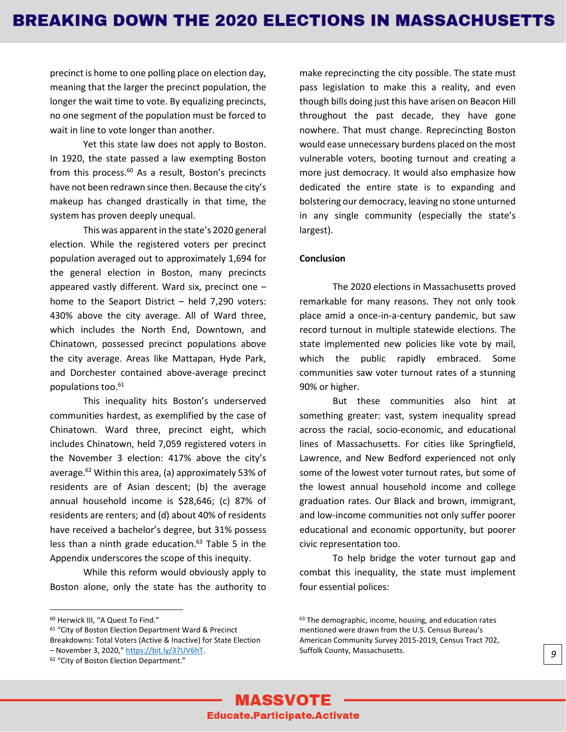precinct is home to one polling place on election day, meaning that the larger the precinct population, the longer the wait time to vote. By equalizing precincts, no one segment of the population must be forced to wait in line to vote longer than another.

Yet this state law does not apply to Boston. In 1920, the state passed a law exempting Boston from this process.[60] As a result, Boston's precincts have not been redrawn since then. Because the city's makeup has changed drastically in that time, the system has proven deeply unequal.

This was apparent in the state's 2020 general election. While the registered voters per precinct population averaged out to approximately 1,694 for the general election in Boston, many precincts appeared vastly different. Ward six, precinct one – home to the Seaport District – held 7,290 voters: 430% above the city average. All of Ward three, which includes the North End, Downtown, and Chinatown, possessed precinct populations above the city average. Areas like Mattapan, Hyde Park, and Dorchester contained above-average precinct populations too.[61]

This inequality hits Boston's underserved communities hardest, as exemplified by the case of Chinatown. Ward three, precinct eight, which includes Chinatown, held 7,059 registered voters in the November 3 election: 417% above the city's average.[62] Within this area, (a) approximately 53% of residents are of Asian descent; (b) the average annual household income is $28,646; (c) 87% of residents are renters; and (d) about 40% of residents have received a bachelor's degree, but 31% possess less than a ninth grade education.[63] Table 5 in the Appendix underscores the scope of this inequity.

While this reform would obviously apply to Boston alone, only the state has the authority to make reprecincting the city possible. The state must pass legislation to make this a reality, and even though bills doing just this have arisen on Beacon Hill throughout the past decade, they have gone nowhere. That must change. Reprecincting Boston would ease unnecessary burdens placed on the most vulnerable voters, booting turnout and creating a more just democracy. It would also emphasize how dedicated the entire state is to expanding and bolstering our democracy, leaving no stone unturned in any single community (especially the state's largest).

**Conclusion**

The 2020 elections in Massachusetts proved remarkable for many reasons. They not only took place amid a once-in-a-century pandemic, but saw record turnout in multiple statewide elections. The state implemented new policies like vote by mail, which the public rapidly embraced. Some communities saw voter turnout rates of a stunning 90% or higher.

But these communities also hint at something greater: vast, system inequality spread across the racial, socio-economic, and educational lines of Massachusetts. For cities like Springfield, Lawrence, and New Bedford experienced not only some of the lowest voter turnout rates, but some of the lowest annual household income and college graduation rates. Our Black and brown, immigrant, and low-income communities not only suffer poorer educational and economic opportunity, but poorer civic representation too.

To help bridge the voter turnout gap and combat this inequality, the state must implement four essential polices:

---

[60] Herwick III, "A Quest To Find."

[61] "City of Boston Election Department Ward & Precinct Breakdowns: Total Voters (Active & Inactive) for State Election – November 3, 2020," https://bit.ly/37UV6hT.

[62] "City of Boston Election Department."

[63] The demographic, income, housing, and education rates mentioned were drawn from the U.S. Census Bureau's American Community Survey 2015-2019, Census Tract 702, Suffolk County, Massachusetts.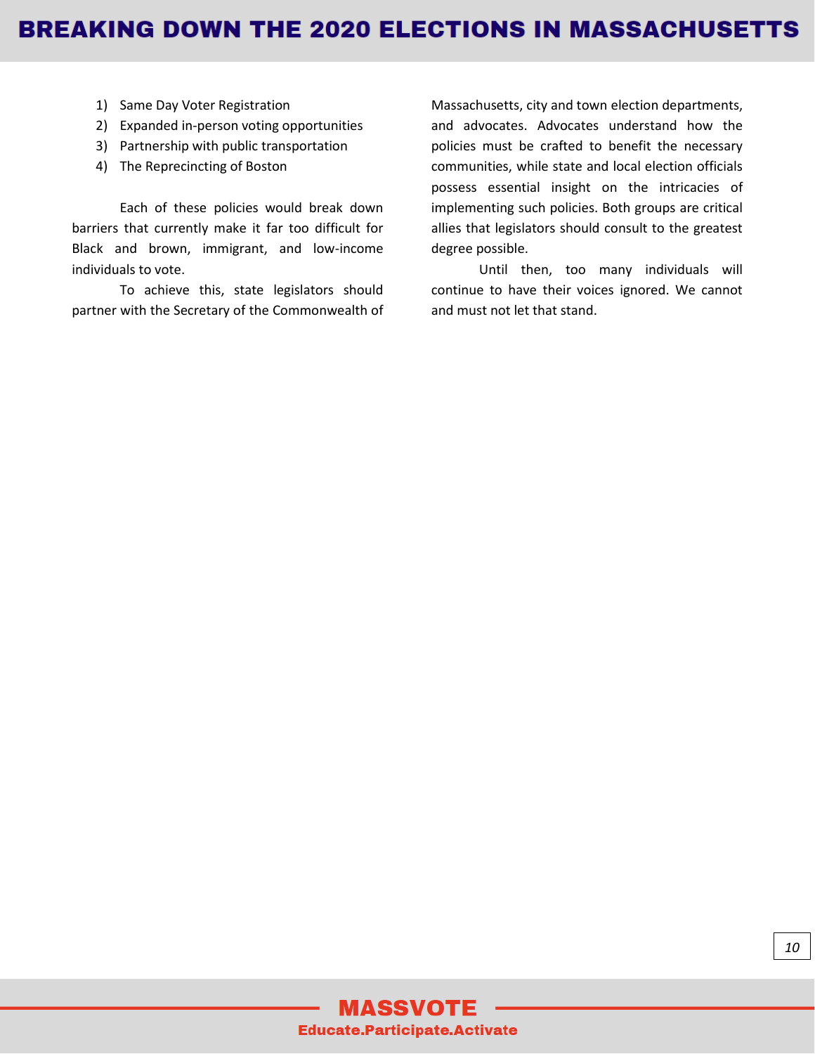1) Same Day Voter Registration
2) Expanded in-person voting opportunities
3) Partnership with public transportation
4) The Reprecincting of Boston

Each of these policies would break down barriers that currently make it far too difficult for Black and brown, immigrant, and low-income individuals to vote.

To achieve this, state legislators should partner with the Secretary of the Commonwealth of Massachusetts, city and town election departments, and advocates. Advocates understand how the policies must be crafted to benefit the necessary communities, while state and local election officials possess essential insight on the intricacies of implementing such policies. Both groups are critical allies that legislators should consult to the greatest degree possible.

Until then, too many individuals will continue to have their voices ignored. We cannot and must not let that stand.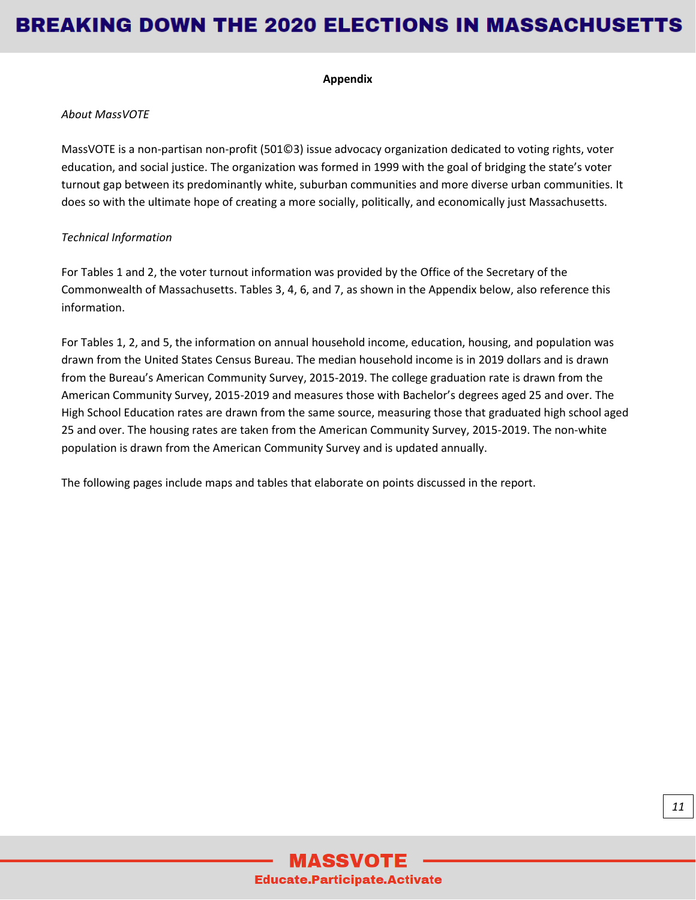## Appendix

*About MassVOTE*

MassVOTE is a non-partisan non-profit (501©3) issue advocacy organization dedicated to voting rights, voter education, and social justice. The organization was formed in 1999 with the goal of bridging the state's voter turnout gap between its predominantly white, suburban communities and more diverse urban communities. It does so with the ultimate hope of creating a more socially, politically, and economically just Massachusetts.

*Technical Information*

For Tables 1 and 2, the voter turnout information was provided by the Office of the Secretary of the Commonwealth of Massachusetts. Tables 3, 4, 6, and 7, as shown in the Appendix below, also reference this information.

For Tables 1, 2, and 5, the information on annual household income, education, housing, and population was drawn from the United States Census Bureau. The median household income is in 2019 dollars and is drawn from the Bureau's American Community Survey, 2015-2019. The college graduation rate is drawn from the American Community Survey, 2015-2019 and measures those with Bachelor's degrees aged 25 and over. The High School Education rates are drawn from the same source, measuring those that graduated high school aged 25 and over. The housing rates are taken from the American Community Survey, 2015-2019. The non-white population is drawn from the American Community Survey and is updated annually.

The following pages include maps and tables that elaborate on points discussed in the report.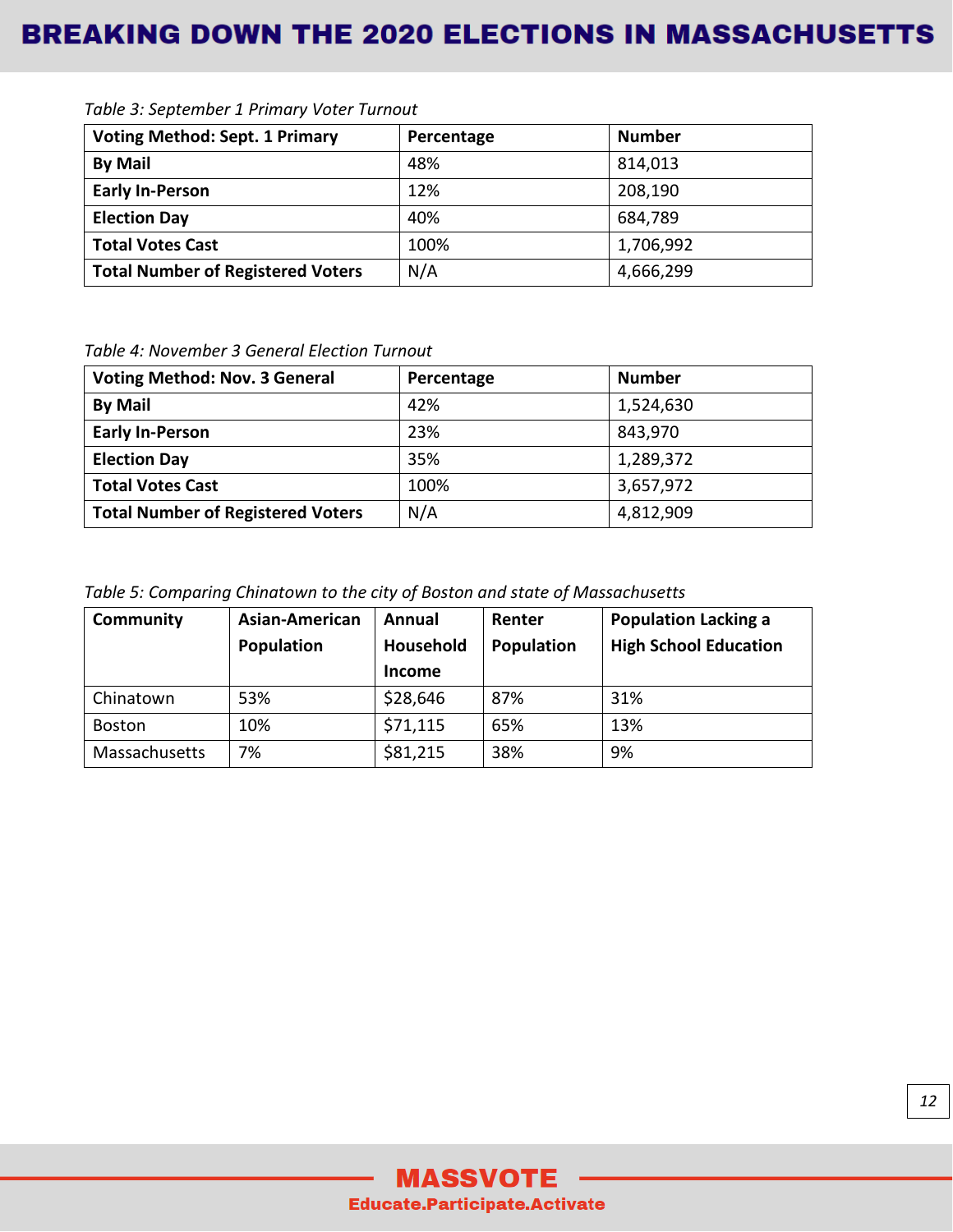*Table 3: September 1 Primary Voter Turnout*

| Voting Method: Sept. 1 Primary | Percentage | Number |
|---|---|---|
| **By Mail** | 48% | 814,013 |
| **Early In-Person** | 12% | 208,190 |
| **Election Day** | 40% | 684,789 |
| **Total Votes Cast** | 100% | 1,706,992 |
| **Total Number of Registered Voters** | N/A | 4,666,299 |

*Table 4: November 3 General Election Turnout*

| Voting Method: Nov. 3 General | Percentage | Number |
|---|---|---|
| **By Mail** | 42% | 1,524,630 |
| **Early In-Person** | 23% | 843,970 |
| **Election Day** | 35% | 1,289,372 |
| **Total Votes Cast** | 100% | 3,657,972 |
| **Total Number of Registered Voters** | N/A | 4,812,909 |

*Table 5: Comparing Chinatown to the city of Boston and state of Massachusetts*

| Community | Asian-American Population | Annual Household Income | Renter Population | Population Lacking a High School Education |
|---|---|---|---|---|
| Chinatown | 53% | $28,646 | 87% | 31% |
| Boston | 10% | $71,115 | 65% | 13% |
| Massachusetts | 7% | $81,215 | 38% | 9% |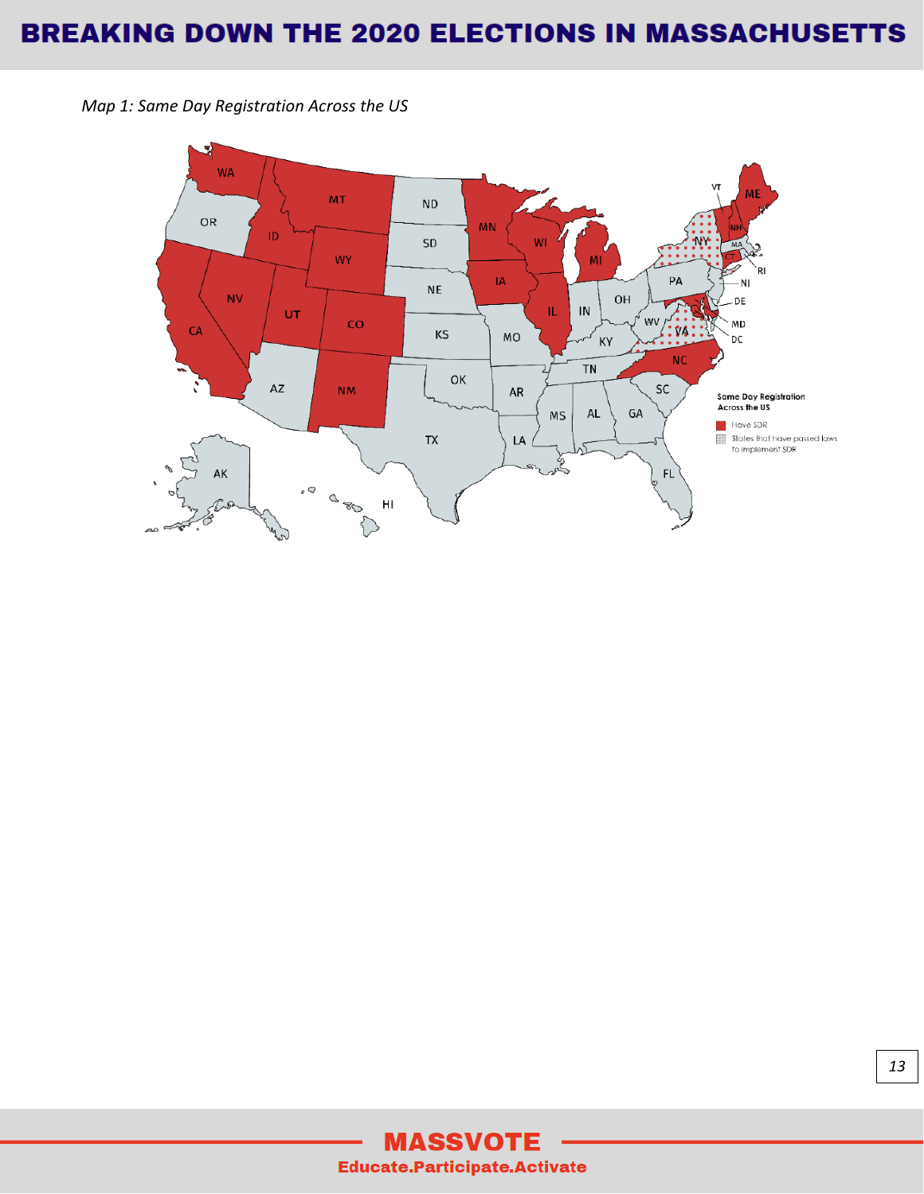*Map 1: Same Day Registration Across the US*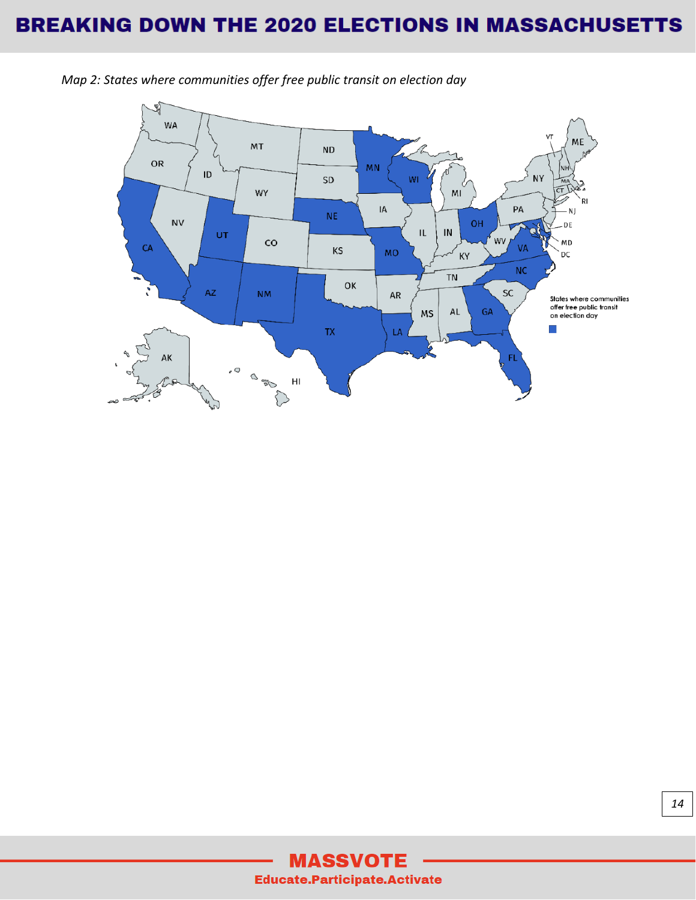*Map 2: States where communities offer free public transit on election day*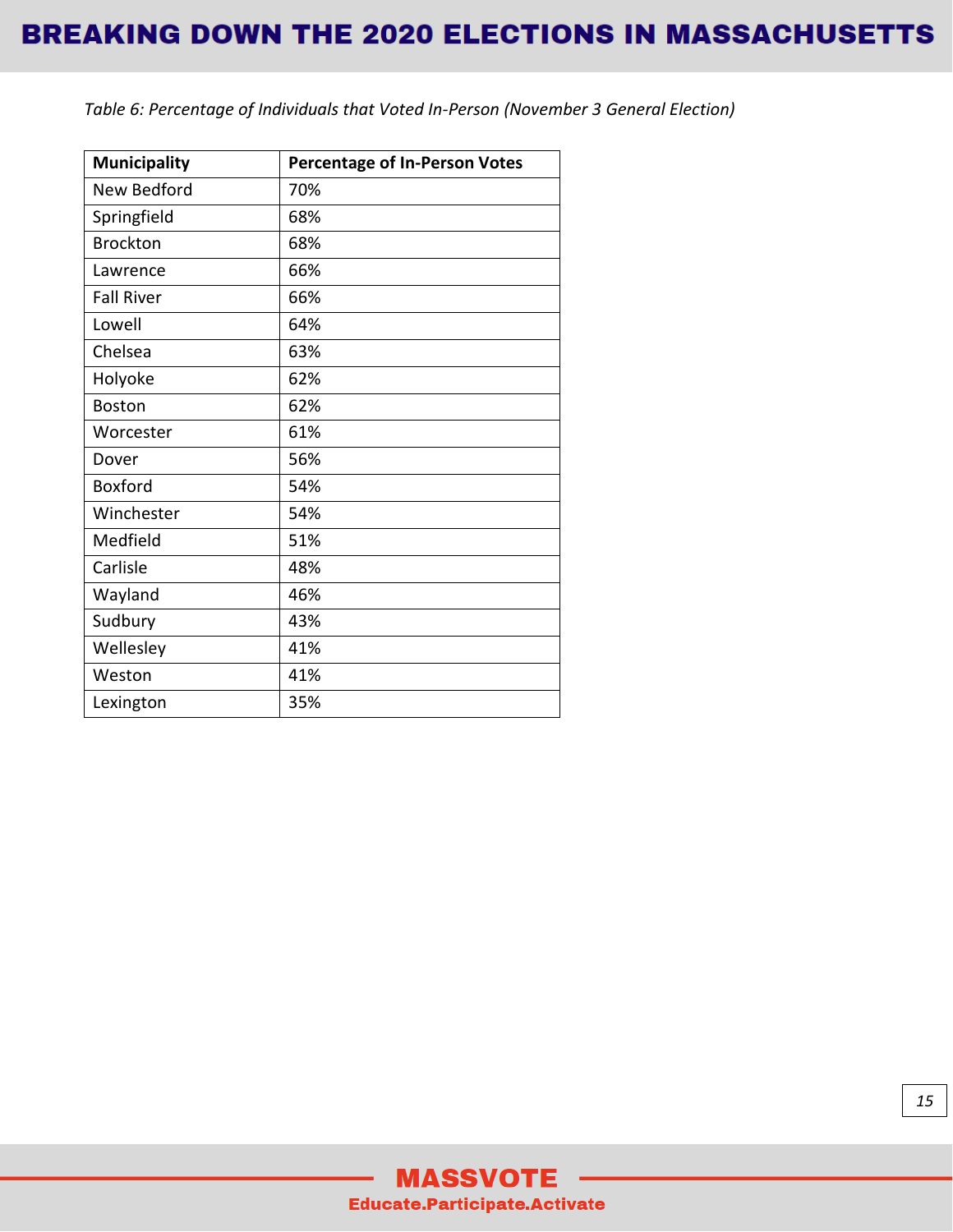*Table 6: Percentage of Individuals that Voted In-Person (November 3 General Election)*

| Municipality | Percentage of In-Person Votes |
|---|---|
| New Bedford | 70% |
| Springfield | 68% |
| Brockton | 68% |
| Lawrence | 66% |
| Fall River | 66% |
| Lowell | 64% |
| Chelsea | 63% |
| Holyoke | 62% |
| Boston | 62% |
| Worcester | 61% |
| Dover | 56% |
| Boxford | 54% |
| Winchester | 54% |
| Medfield | 51% |
| Carlisle | 48% |
| Wayland | 46% |
| Sudbury | 43% |
| Wellesley | 41% |
| Weston | 41% |
| Lexington | 35% |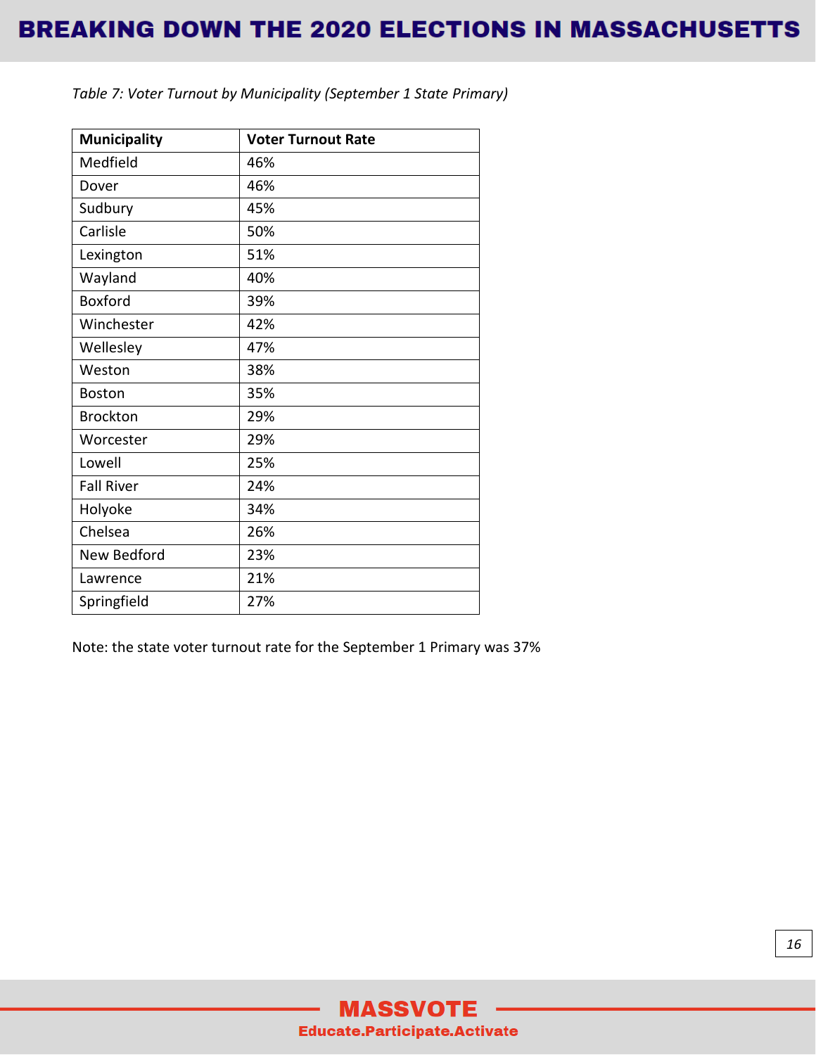*Table 7: Voter Turnout by Municipality (September 1 State Primary)*

| Municipality | Voter Turnout Rate |
|---|---|
| Medfield | 46% |
| Dover | 46% |
| Sudbury | 45% |
| Carlisle | 50% |
| Lexington | 51% |
| Wayland | 40% |
| Boxford | 39% |
| Winchester | 42% |
| Wellesley | 47% |
| Weston | 38% |
| Boston | 35% |
| Brockton | 29% |
| Worcester | 29% |
| Lowell | 25% |
| Fall River | 24% |
| Holyoke | 34% |
| Chelsea | 26% |
| New Bedford | 23% |
| Lawrence | 21% |
| Springfield | 27% |

Note: the state voter turnout rate for the September 1 Primary was 37%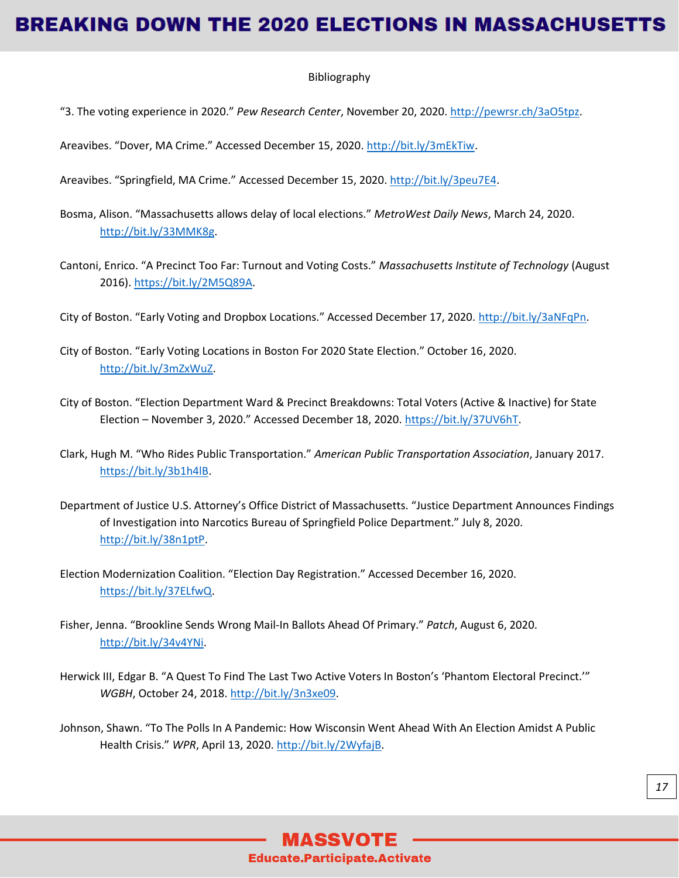Bibliography

"3. The voting experience in 2020." *Pew Research Center*, November 20, 2020. http://pewrsr.ch/3aO5tpz.

Areavibes. "Dover, MA Crime." Accessed December 15, 2020. http://bit.ly/3mEkTiw.

Areavibes. "Springfield, MA Crime." Accessed December 15, 2020. http://bit.ly/3peu7E4.

Bosma, Alison. "Massachusetts allows delay of local elections." *MetroWest Daily News*, March 24, 2020. http://bit.ly/33MMK8g.

Cantoni, Enrico. "A Precinct Too Far: Turnout and Voting Costs." *Massachusetts Institute of Technology* (August 2016). https://bit.ly/2M5Q89A.

City of Boston. "Early Voting and Dropbox Locations." Accessed December 17, 2020. http://bit.ly/3aNFqPn.

City of Boston. "Early Voting Locations in Boston For 2020 State Election." October 16, 2020. http://bit.ly/3mZxWuZ.

City of Boston. "Election Department Ward & Precinct Breakdowns: Total Voters (Active & Inactive) for State Election – November 3, 2020." Accessed December 18, 2020. https://bit.ly/37UV6hT.

Clark, Hugh M. "Who Rides Public Transportation." *American Public Transportation Association*, January 2017. https://bit.ly/3b1h4lB.

Department of Justice U.S. Attorney's Office District of Massachusetts. "Justice Department Announces Findings of Investigation into Narcotics Bureau of Springfield Police Department." July 8, 2020. http://bit.ly/38n1ptP.

Election Modernization Coalition. "Election Day Registration." Accessed December 16, 2020. https://bit.ly/37ELfwQ.

Fisher, Jenna. "Brookline Sends Wrong Mail-In Ballots Ahead Of Primary." *Patch*, August 6, 2020. http://bit.ly/34v4YNi.

Herwick III, Edgar B. "A Quest To Find The Last Two Active Voters In Boston's 'Phantom Electoral Precinct.'" *WGBH*, October 24, 2018. http://bit.ly/3n3xe09.

Johnson, Shawn. "To The Polls In A Pandemic: How Wisconsin Went Ahead With An Election Amidst A Public Health Crisis." *WPR*, April 13, 2020. http://bit.ly/2WyfajB.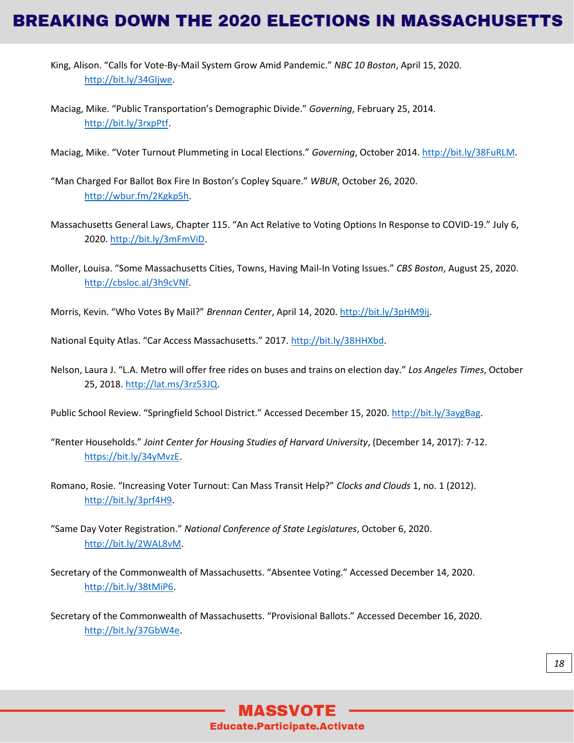King, Alison. "Calls for Vote-By-Mail System Grow Amid Pandemic." *NBC 10 Boston*, April 15, 2020. http://bit.ly/34GIjwe.

Maciag, Mike. "Public Transportation's Demographic Divide." *Governing*, February 25, 2014. http://bit.ly/3rxpPtf.

Maciag, Mike. "Voter Turnout Plummeting in Local Elections." *Governing*, October 2014. http://bit.ly/38FuRLM.

"Man Charged For Ballot Box Fire In Boston's Copley Square." *WBUR*, October 26, 2020. http://wbur.fm/2Kgkp5h.

Massachusetts General Laws, Chapter 115. "An Act Relative to Voting Options In Response to COVID-19." July 6, 2020. http://bit.ly/3mFmViD.

Moller, Louisa. "Some Massachusetts Cities, Towns, Having Mail-In Voting Issues." *CBS Boston*, August 25, 2020. http://cbsloc.al/3h9cVNf.

Morris, Kevin. "Who Votes By Mail?" *Brennan Center*, April 14, 2020. http://bit.ly/3pHM9ij.

National Equity Atlas. "Car Access Massachusetts." 2017. http://bit.ly/38HHXbd.

Nelson, Laura J. "L.A. Metro will offer free rides on buses and trains on election day." *Los Angeles Times*, October 25, 2018. http://lat.ms/3rz53JQ.

Public School Review. "Springfield School District." Accessed December 15, 2020. http://bit.ly/3aygBag.

"Renter Households." *Joint Center for Housing Studies of Harvard University*, (December 14, 2017): 7-12. https://bit.ly/34yMvzE.

Romano, Rosie. "Increasing Voter Turnout: Can Mass Transit Help?" *Clocks and Clouds* 1, no. 1 (2012). http://bit.ly/3prf4H9.

"Same Day Voter Registration." *National Conference of State Legislatures*, October 6, 2020. http://bit.ly/2WAL8vM.

Secretary of the Commonwealth of Massachusetts. "Absentee Voting." Accessed December 14, 2020. http://bit.ly/38tMiP6.

Secretary of the Commonwealth of Massachusetts. "Provisional Ballots." Accessed December 16, 2020. http://bit.ly/37GbW4e.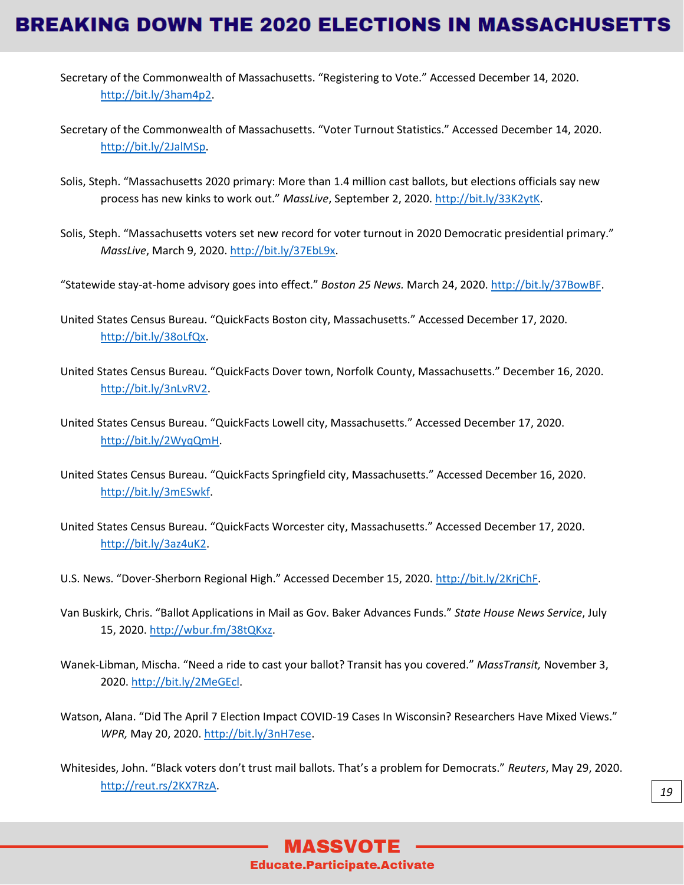Secretary of the Commonwealth of Massachusetts. “Registering to Vote.” Accessed December 14, 2020. http://bit.ly/3ham4p2.

Secretary of the Commonwealth of Massachusetts. “Voter Turnout Statistics.” Accessed December 14, 2020. http://bit.ly/2JalMSp.

Solis, Steph. “Massachusetts 2020 primary: More than 1.4 million cast ballots, but elections officials say new process has new kinks to work out.” *MassLive*, September 2, 2020. http://bit.ly/33K2ytK.

Solis, Steph. “Massachusetts voters set new record for voter turnout in 2020 Democratic presidential primary.” *MassLive*, March 9, 2020. http://bit.ly/37EbL9x.

“Statewide stay-at-home advisory goes into effect.” *Boston 25 News.* March 24, 2020. http://bit.ly/37BowBF.

United States Census Bureau. “QuickFacts Boston city, Massachusetts.” Accessed December 17, 2020. http://bit.ly/38oLfQx.

United States Census Bureau. “QuickFacts Dover town, Norfolk County, Massachusetts.” December 16, 2020. http://bit.ly/3nLvRV2.

United States Census Bureau. “QuickFacts Lowell city, Massachusetts.” Accessed December 17, 2020. http://bit.ly/2WyqQmH.

United States Census Bureau. “QuickFacts Springfield city, Massachusetts.” Accessed December 16, 2020. http://bit.ly/3mESwkf.

United States Census Bureau. “QuickFacts Worcester city, Massachusetts.” Accessed December 17, 2020. http://bit.ly/3az4uK2.

U.S. News. “Dover-Sherborn Regional High.” Accessed December 15, 2020. http://bit.ly/2KrjChF.

Van Buskirk, Chris. “Ballot Applications in Mail as Gov. Baker Advances Funds.” *State House News Service*, July 15, 2020. http://wbur.fm/38tQKxz.

Wanek-Libman, Mischa. “Need a ride to cast your ballot? Transit has you covered.” *MassTransit,* November 3, 2020. http://bit.ly/2MeGEcl.

Watson, Alana. “Did The April 7 Election Impact COVID-19 Cases In Wisconsin? Researchers Have Mixed Views.” *WPR,* May 20, 2020. http://bit.ly/3nH7ese.

Whitesides, John. “Black voters don’t trust mail ballots. That’s a problem for Democrats.” *Reuters*, May 29, 2020. http://reut.rs/2KX7RzA.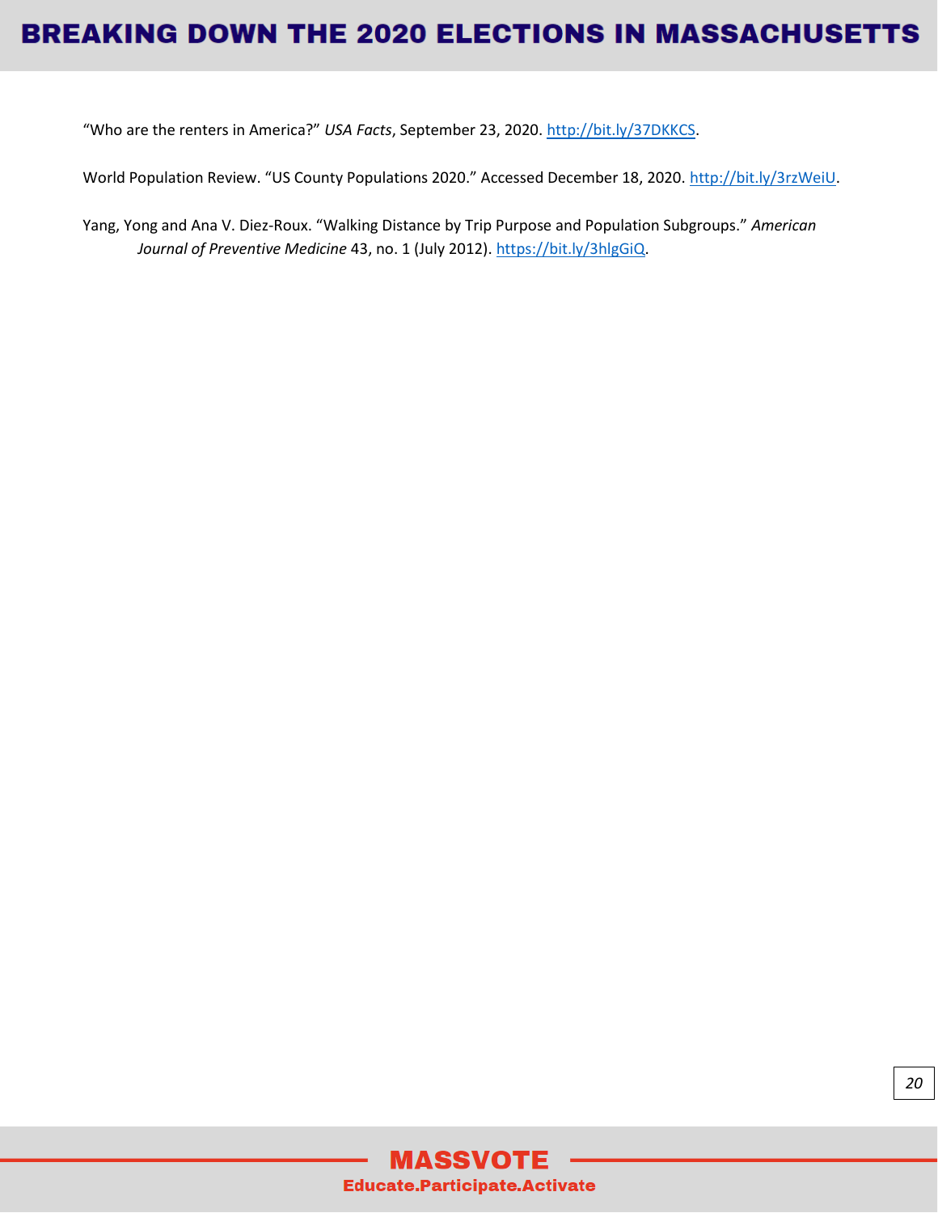"Who are the renters in America?" *USA Facts*, September 23, 2020. http://bit.ly/37DKKCS.

World Population Review. "US County Populations 2020." Accessed December 18, 2020. http://bit.ly/3rzWeiU.

Yang, Yong and Ana V. Diez-Roux. "Walking Distance by Trip Purpose and Population Subgroups." *American Journal of Preventive Medicine* 43, no. 1 (July 2012). https://bit.ly/3hlgGiQ.